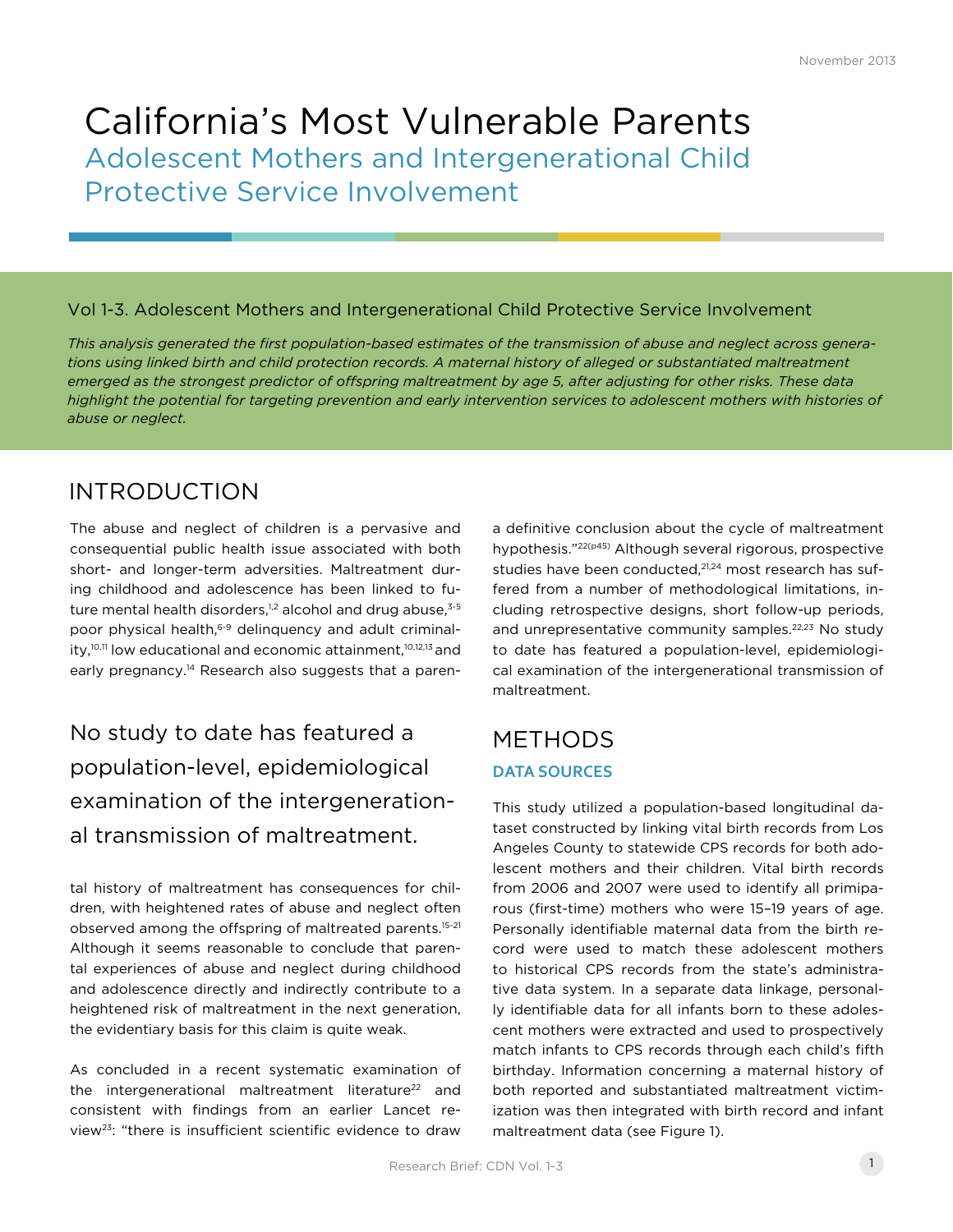November 2013

# California's Most Vulnerable Parents

## Adolescent Mothers and Intergenerational Child Protective Service Involvement

Vol 1-3. Adolescent Mothers and Intergenerational Child Protective Service Involvement

*This analysis generated the first population-based estimates of the transmission of abuse and neglect across generations using linked birth and child protection records. A maternal history of alleged or substantiated maltreatment emerged as the strongest predictor of offspring maltreatment by age 5, after adjusting for other risks. These data highlight the potential for targeting prevention and early intervention services to adolescent mothers with histories of abuse or neglect.*

## INTRODUCTION

The abuse and neglect of children is a pervasive and consequential public health issue associated with both short- and longer-term adversities. Maltreatment during childhood and adolescence has been linked to future mental health disorders,[1,2] alcohol and drug abuse,[3-5] poor physical health,[6-9] delinquency and adult criminality,[10,11] low educational and economic attainment,[10,12,13] and early pregnancy.[14] Research also suggests that a parental history of maltreatment has consequences for children, with heightened rates of abuse and neglect often observed among the offspring of maltreated parents.[15-21] Although it seems reasonable to conclude that parental experiences of abuse and neglect during childhood and adolescence directly and indirectly contribute to a heightened risk of maltreatment in the next generation, the evidentiary basis for this claim is quite weak.

> No study to date has featured a population-level, epidemiological examination of the intergenerational transmission of maltreatment.

As concluded in a recent systematic examination of the intergenerational maltreatment literature[22] and consistent with findings from an earlier Lancet review[23]: "there is insufficient scientific evidence to draw a definitive conclusion about the cycle of maltreatment hypothesis."[22(p45)] Although several rigorous, prospective studies have been conducted,[21,24] most research has suffered from a number of methodological limitations, including retrospective designs, short follow-up periods, and unrepresentative community samples.[22,23] No study to date has featured a population-level, epidemiological examination of the intergenerational transmission of maltreatment.

## METHODS

### DATA SOURCES

This study utilized a population-based longitudinal dataset constructed by linking vital birth records from Los Angeles County to statewide CPS records for both adolescent mothers and their children. Vital birth records from 2006 and 2007 were used to identify all primiparous (first-time) mothers who were 15–19 years of age. Personally identifiable maternal data from the birth record were used to match these adolescent mothers to historical CPS records from the state's administrative data system. In a separate data linkage, personally identifiable data for all infants born to these adolescent mothers were extracted and used to prospectively match infants to CPS records through each child's fifth birthday. Information concerning a maternal history of both reported and substantiated maltreatment victimization was then integrated with birth record and infant maltreatment data (see Figure 1).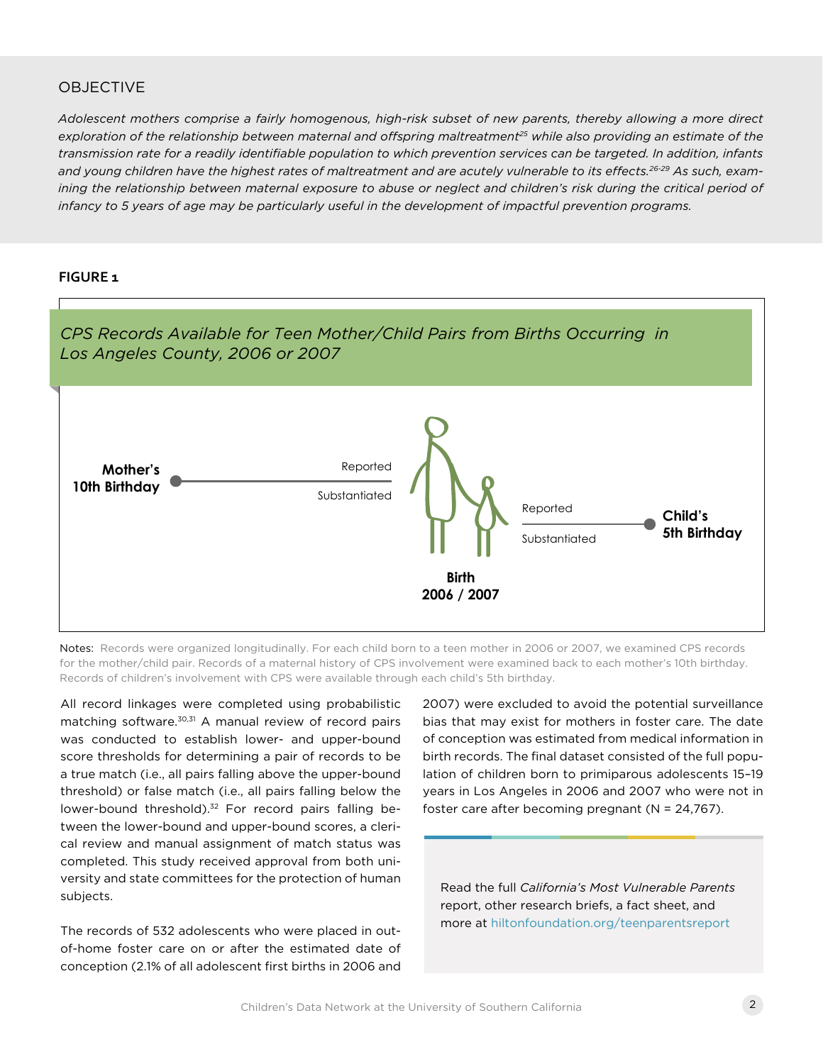## OBJECTIVE

*Adolescent mothers comprise a fairly homogenous, high-risk subset of new parents, thereby allowing a more direct exploration of the relationship between maternal and offspring maltreatment[25] while also providing an estimate of the transmission rate for a readily identifiable population to which prevention services can be targeted. In addition, infants and young children have the highest rates of maltreatment and are acutely vulnerable to its effects.[26-29] As such, examining the relationship between maternal exposure to abuse or neglect and children's risk during the critical period of infancy to 5 years of age may be particularly useful in the development of impactful prevention programs.*

### FIGURE 1

*CPS Records Available for Teen Mother/Child Pairs from Births Occurring in Los Angeles County, 2006 or 2007*

**Mother's 10th Birthday** — Reported / Substantiated — **Birth 2006 / 2007** — Reported / Substantiated — **Child's 5th Birthday**

Notes: Records were organized longitudinally. For each child born to a teen mother in 2006 or 2007, we examined CPS records for the mother/child pair. Records of a maternal history of CPS involvement were examined back to each mother's 10th birthday. Records of children's involvement with CPS were available through each child's 5th birthday.

All record linkages were completed using probabilistic matching software.[30,31] A manual review of record pairs was conducted to establish lower- and upper-bound score thresholds for determining a pair of records to be a true match (i.e., all pairs falling above the upper-bound threshold) or false match (i.e., all pairs falling below the lower-bound threshold).[32] For record pairs falling between the lower-bound and upper-bound scores, a clerical review and manual assignment of match status was completed. This study received approval from both university and state committees for the protection of human subjects.

The records of 532 adolescents who were placed in out-of-home foster care on or after the estimated date of conception (2.1% of all adolescent first births in 2006 and 2007) were excluded to avoid the potential surveillance bias that may exist for mothers in foster care. The date of conception was estimated from medical information in birth records. The final dataset consisted of the full population of children born to primiparous adolescents 15–19 years in Los Angeles in 2006 and 2007 who were not in foster care after becoming pregnant (N = 24,767).

Read the full *California's Most Vulnerable Parents* report, other research briefs, a fact sheet, and more at hiltonfoundation.org/teenparentsreport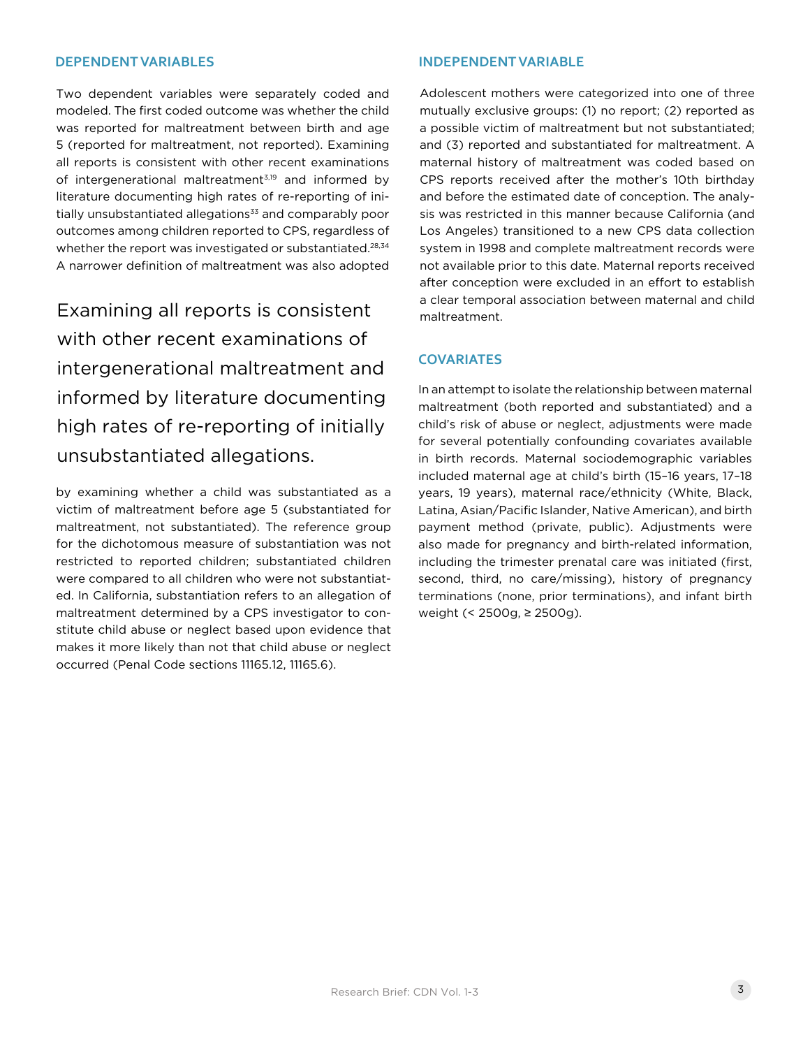## DEPENDENT VARIABLES

Two dependent variables were separately coded and modeled. The first coded outcome was whether the child was reported for maltreatment between birth and age 5 (reported for maltreatment, not reported). Examining all reports is consistent with other recent examinations of intergenerational maltreatment[3,19] and informed by literature documenting high rates of re-reporting of initially unsubstantiated allegations[33] and comparably poor outcomes among children reported to CPS, regardless of whether the report was investigated or substantiated.[28,34] A narrower definition of maltreatment was also adopted by examining whether a child was substantiated as a victim of maltreatment before age 5 (substantiated for maltreatment, not substantiated). The reference group for the dichotomous measure of substantiation was not restricted to reported children; substantiated children were compared to all children who were not substantiated. In California, substantiation refers to an allegation of maltreatment determined by a CPS investigator to constitute child abuse or neglect based upon evidence that makes it more likely than not that child abuse or neglect occurred (Penal Code sections 11165.12, 11165.6).

> Examining all reports is consistent with other recent examinations of intergenerational maltreatment and informed by literature documenting high rates of re-reporting of initially unsubstantiated allegations.

## INDEPENDENT VARIABLE

Adolescent mothers were categorized into one of three mutually exclusive groups: (1) no report; (2) reported as a possible victim of maltreatment but not substantiated; and (3) reported and substantiated for maltreatment. A maternal history of maltreatment was coded based on CPS reports received after the mother's 10th birthday and before the estimated date of conception. The analysis was restricted in this manner because California (and Los Angeles) transitioned to a new CPS data collection system in 1998 and complete maltreatment records were not available prior to this date. Maternal reports received after conception were excluded in an effort to establish a clear temporal association between maternal and child maltreatment.

## COVARIATES

In an attempt to isolate the relationship between maternal maltreatment (both reported and substantiated) and a child's risk of abuse or neglect, adjustments were made for several potentially confounding covariates available in birth records. Maternal sociodemographic variables included maternal age at child's birth (15–16 years, 17–18 years, 19 years), maternal race/ethnicity (White, Black, Latina, Asian/Pacific Islander, Native American), and birth payment method (private, public). Adjustments were also made for pregnancy and birth-related information, including the trimester prenatal care was initiated (first, second, third, no care/missing), history of pregnancy terminations (none, prior terminations), and infant birth weight (< 2500g, ≥ 2500g).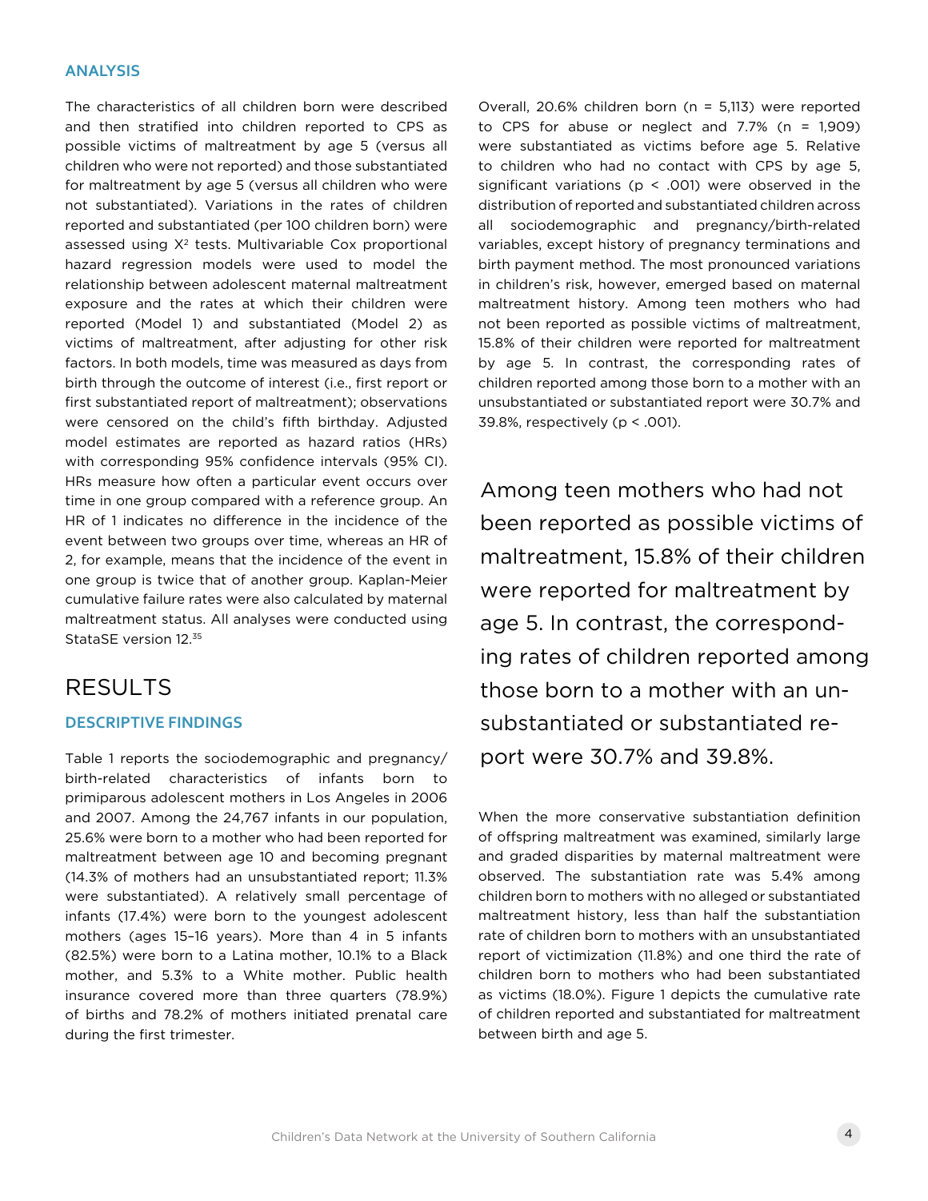### ANALYSIS

The characteristics of all children born were described and then stratified into children reported to CPS as possible victims of maltreatment by age 5 (versus all children who were not reported) and those substantiated for maltreatment by age 5 (versus all children who were not substantiated). Variations in the rates of children reported and substantiated (per 100 children born) were assessed using $X^2$ tests. Multivariable Cox proportional hazard regression models were used to model the relationship between adolescent maternal maltreatment exposure and the rates at which their children were reported (Model 1) and substantiated (Model 2) as victims of maltreatment, after adjusting for other risk factors. In both models, time was measured as days from birth through the outcome of interest (i.e., first report or first substantiated report of maltreatment); observations were censored on the child's fifth birthday. Adjusted model estimates are reported as hazard ratios (HRs) with corresponding 95% confidence intervals (95% CI). HRs measure how often a particular event occurs over time in one group compared with a reference group. An HR of 1 indicates no difference in the incidence of the event between two groups over time, whereas an HR of 2, for example, means that the incidence of the event in one group is twice that of another group. Kaplan-Meier cumulative failure rates were also calculated by maternal maltreatment status. All analyses were conducted using StataSE version 12.[35]

## RESULTS

### DESCRIPTIVE FINDINGS

Table 1 reports the sociodemographic and pregnancy/birth-related characteristics of infants born to primiparous adolescent mothers in Los Angeles in 2006 and 2007. Among the 24,767 infants in our population, 25.6% were born to a mother who had been reported for maltreatment between age 10 and becoming pregnant (14.3% of mothers had an unsubstantiated report; 11.3% were substantiated). A relatively small percentage of infants (17.4%) were born to the youngest adolescent mothers (ages 15–16 years). More than 4 in 5 infants (82.5%) were born to a Latina mother, 10.1% to a Black mother, and 5.3% to a White mother. Public health insurance covered more than three quarters (78.9%) of births and 78.2% of mothers initiated prenatal care during the first trimester.

Overall, 20.6% children born (n = 5,113) were reported to CPS for abuse or neglect and 7.7% (n = 1,909) were substantiated as victims before age 5. Relative to children who had no contact with CPS by age 5, significant variations ($p < .001$) were observed in the distribution of reported and substantiated children across all sociodemographic and pregnancy/birth-related variables, except history of pregnancy terminations and birth payment method. The most pronounced variations in children's risk, however, emerged based on maternal maltreatment history. Among teen mothers who had not been reported as possible victims of maltreatment, 15.8% of their children were reported for maltreatment by age 5. In contrast, the corresponding rates of children reported among those born to a mother with an unsubstantiated or substantiated report were 30.7% and 39.8%, respectively ($p < .001$).

> Among teen mothers who had not been reported as possible victims of maltreatment, 15.8% of their children were reported for maltreatment by age 5. In contrast, the corresponding rates of children reported among those born to a mother with an unsubstantiated or substantiated report were 30.7% and 39.8%.

When the more conservative substantiation definition of offspring maltreatment was examined, similarly large and graded disparities by maternal maltreatment were observed. The substantiation rate was 5.4% among children born to mothers with no alleged or substantiated maltreatment history, less than half the substantiation rate of children born to mothers with an unsubstantiated report of victimization (11.8%) and one third the rate of children born to mothers who had been substantiated as victims (18.0%). Figure 1 depicts the cumulative rate of children reported and substantiated for maltreatment between birth and age 5.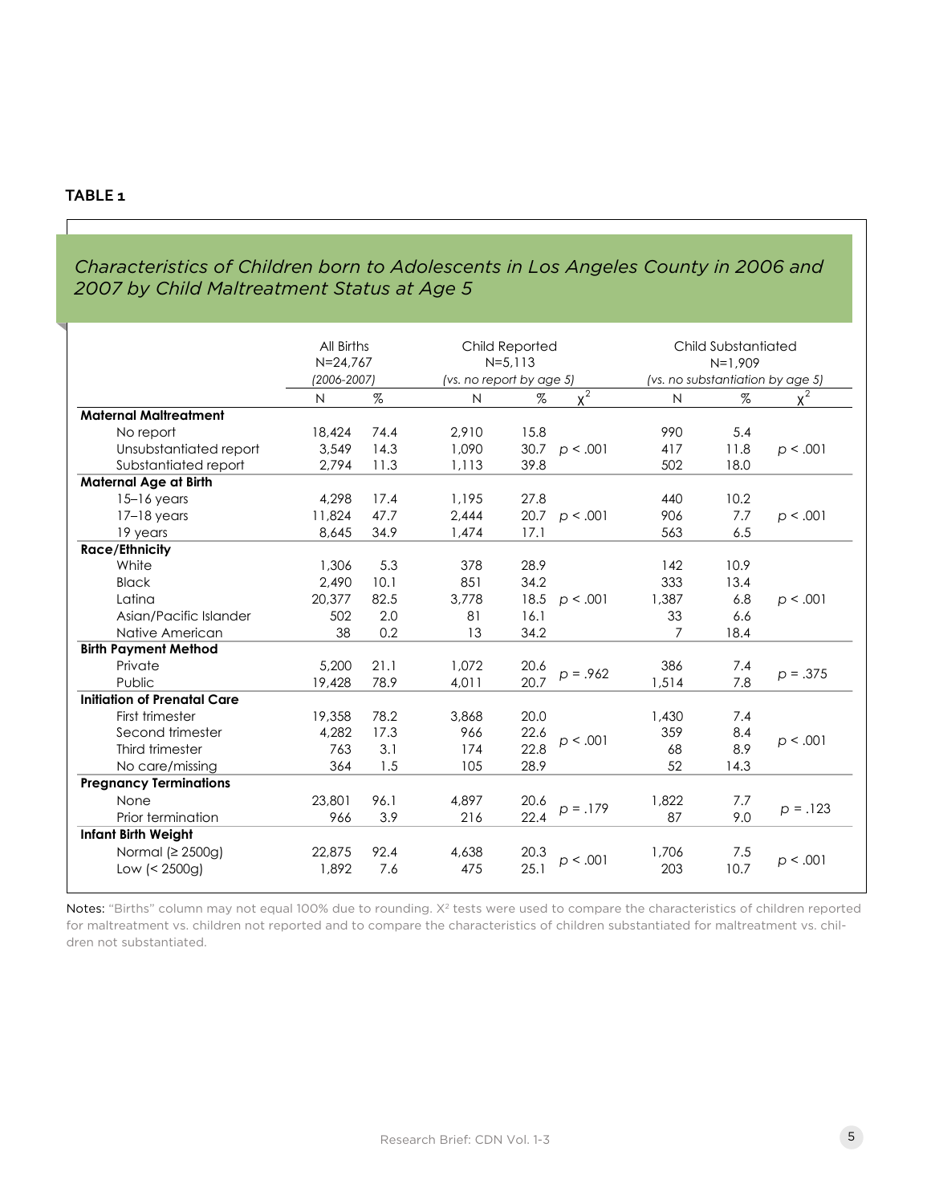**TABLE 1**

*Characteristics of Children born to Adolescents in Los Angeles County in 2006 and 2007 by Child Maltreatment Status at Age 5*

| | All Births N=24,767 *(2006-2007)* | | Child Reported N=5,113 *(vs. no report by age 5)* | | | Child Substantiated N=1,909 *(vs. no substantiation by age 5)* | | |
|---|---|---|---|---|---|---|---|---|
| | N | % | N | % | $\chi^2$ | N | % | $\chi^2$ |
| **Maternal Maltreatment** | | | | | | | | |
| No report | 18,424 | 74.4 | 2,910 | 15.8 | | 990 | 5.4 | |
| Unsubstantiated report | 3,549 | 14.3 | 1,090 | 30.7 | $p < .001$ | 417 | 11.8 | $p < .001$ |
| Substantiated report | 2,794 | 11.3 | 1,113 | 39.8 | | 502 | 18.0 | |
| **Maternal Age at Birth** | | | | | | | | |
| 15–16 years | 4,298 | 17.4 | 1,195 | 27.8 | | 440 | 10.2 | |
| 17–18 years | 11,824 | 47.7 | 2,444 | 20.7 | $p < .001$ | 906 | 7.7 | $p < .001$ |
| 19 years | 8,645 | 34.9 | 1,474 | 17.1 | | 563 | 6.5 | |
| **Race/Ethnicity** | | | | | | | | |
| White | 1,306 | 5.3 | 378 | 28.9 | | 142 | 10.9 | |
| Black | 2,490 | 10.1 | 851 | 34.2 | | 333 | 13.4 | |
| Latina | 20,377 | 82.5 | 3,778 | 18.5 | $p < .001$ | 1,387 | 6.8 | $p < .001$ |
| Asian/Pacific Islander | 502 | 2.0 | 81 | 16.1 | | 33 | 6.6 | |
| Native American | 38 | 0.2 | 13 | 34.2 | | 7 | 18.4 | |
| **Birth Payment Method** | | | | | | | | |
| Private | 5,200 | 21.1 | 1,072 | 20.6 | $p = .962$ | 386 | 7.4 | $p = .375$ |
| Public | 19,428 | 78.9 | 4,011 | 20.7 | | 1,514 | 7.8 | |
| **Initiation of Prenatal Care** | | | | | | | | |
| First trimester | 19,358 | 78.2 | 3,868 | 20.0 | | 1,430 | 7.4 | |
| Second trimester | 4,282 | 17.3 | 966 | 22.6 | $p < .001$ | 359 | 8.4 | $p < .001$ |
| Third trimester | 763 | 3.1 | 174 | 22.8 | | 68 | 8.9 | |
| No care/missing | 364 | 1.5 | 105 | 28.9 | | 52 | 14.3 | |
| **Pregnancy Terminations** | | | | | | | | |
| None | 23,801 | 96.1 | 4,897 | 20.6 | $p = .179$ | 1,822 | 7.7 | $p = .123$ |
| Prior termination | 966 | 3.9 | 216 | 22.4 | | 87 | 9.0 | |
| **Infant Birth Weight** | | | | | | | | |
| Normal (≥ 2500g) | 22,875 | 92.4 | 4,638 | 20.3 | $p < .001$ | 1,706 | 7.5 | $p < .001$ |
| Low (< 2500g) | 1,892 | 7.6 | 475 | 25.1 | | 203 | 10.7 | |

**Notes:** "Births" column may not equal 100% due to rounding. $X^2$ tests were used to compare the characteristics of children reported for maltreatment vs. children not reported and to compare the characteristics of children substantiated for maltreatment vs. children not substantiated.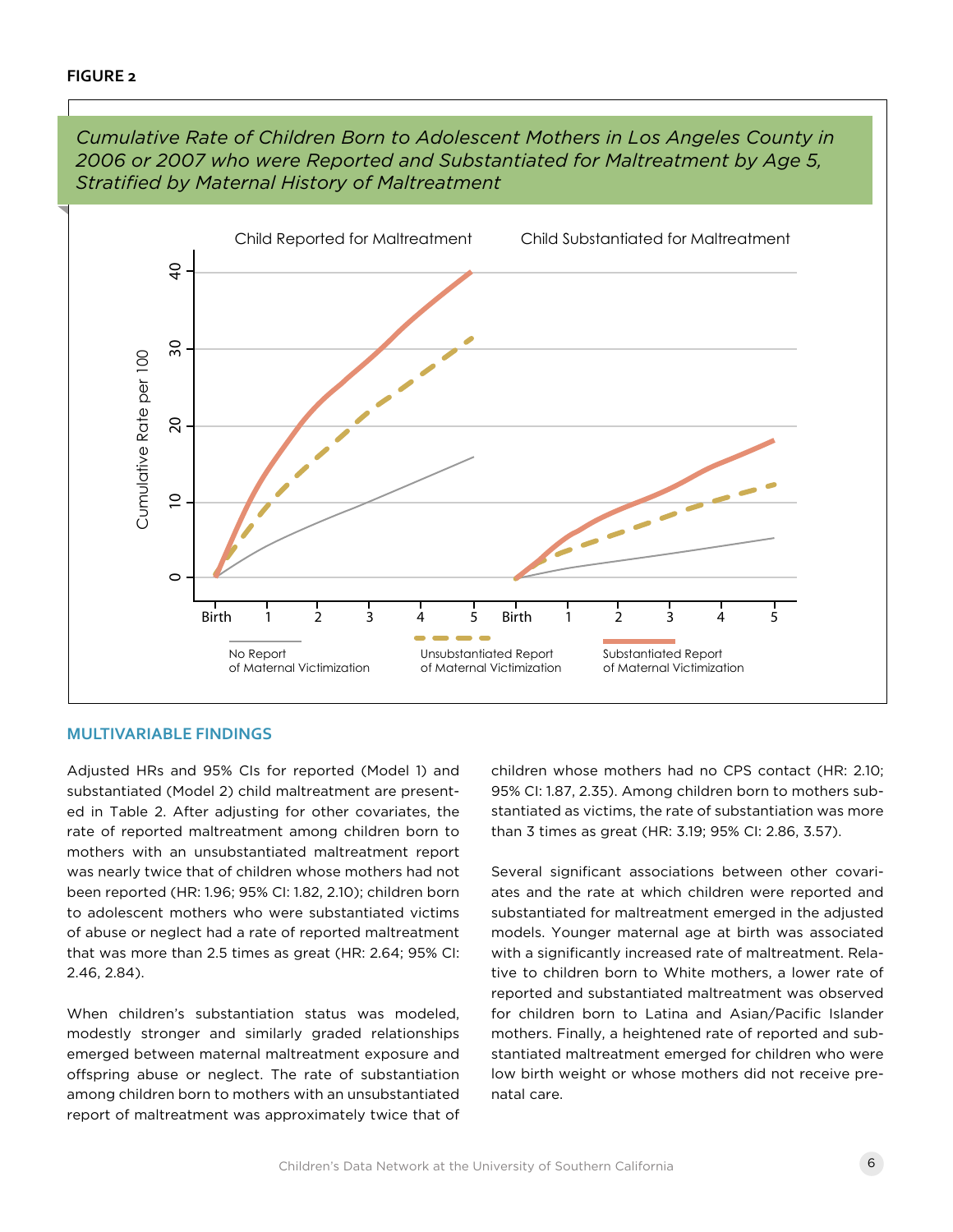**FIGURE 2**

*Cumulative Rate of Children Born to Adolescent Mothers in Los Angeles County in 2006 or 2007 who were Reported and Substantiated for Maltreatment by Age 5, Stratified by Maternal History of Maltreatment*

## MULTIVARIABLE FINDINGS

Adjusted HRs and 95% CIs for reported (Model 1) and substantiated (Model 2) child maltreatment are presented in Table 2. After adjusting for other covariates, the rate of reported maltreatment among children born to mothers with an unsubstantiated maltreatment report was nearly twice that of children whose mothers had not been reported (HR: 1.96; 95% CI: 1.82, 2.10); children born to adolescent mothers who were substantiated victims of abuse or neglect had a rate of reported maltreatment that was more than 2.5 times as great (HR: 2.64; 95% CI: 2.46, 2.84).

When children's substantiation status was modeled, modestly stronger and similarly graded relationships emerged between maternal maltreatment exposure and offspring abuse or neglect. The rate of substantiation among children born to mothers with an unsubstantiated report of maltreatment was approximately twice that of children whose mothers had no CPS contact (HR: 2.10; 95% CI: 1.87, 2.35). Among children born to mothers substantiated as victims, the rate of substantiation was more than 3 times as great (HR: 3.19; 95% CI: 2.86, 3.57).

Several significant associations between other covariates and the rate at which children were reported and substantiated for maltreatment emerged in the adjusted models. Younger maternal age at birth was associated with a significantly increased rate of maltreatment. Relative to children born to White mothers, a lower rate of reported and substantiated maltreatment was observed for children born to Latina and Asian/Pacific Islander mothers. Finally, a heightened rate of reported and substantiated maltreatment emerged for children who were low birth weight or whose mothers did not receive prenatal care.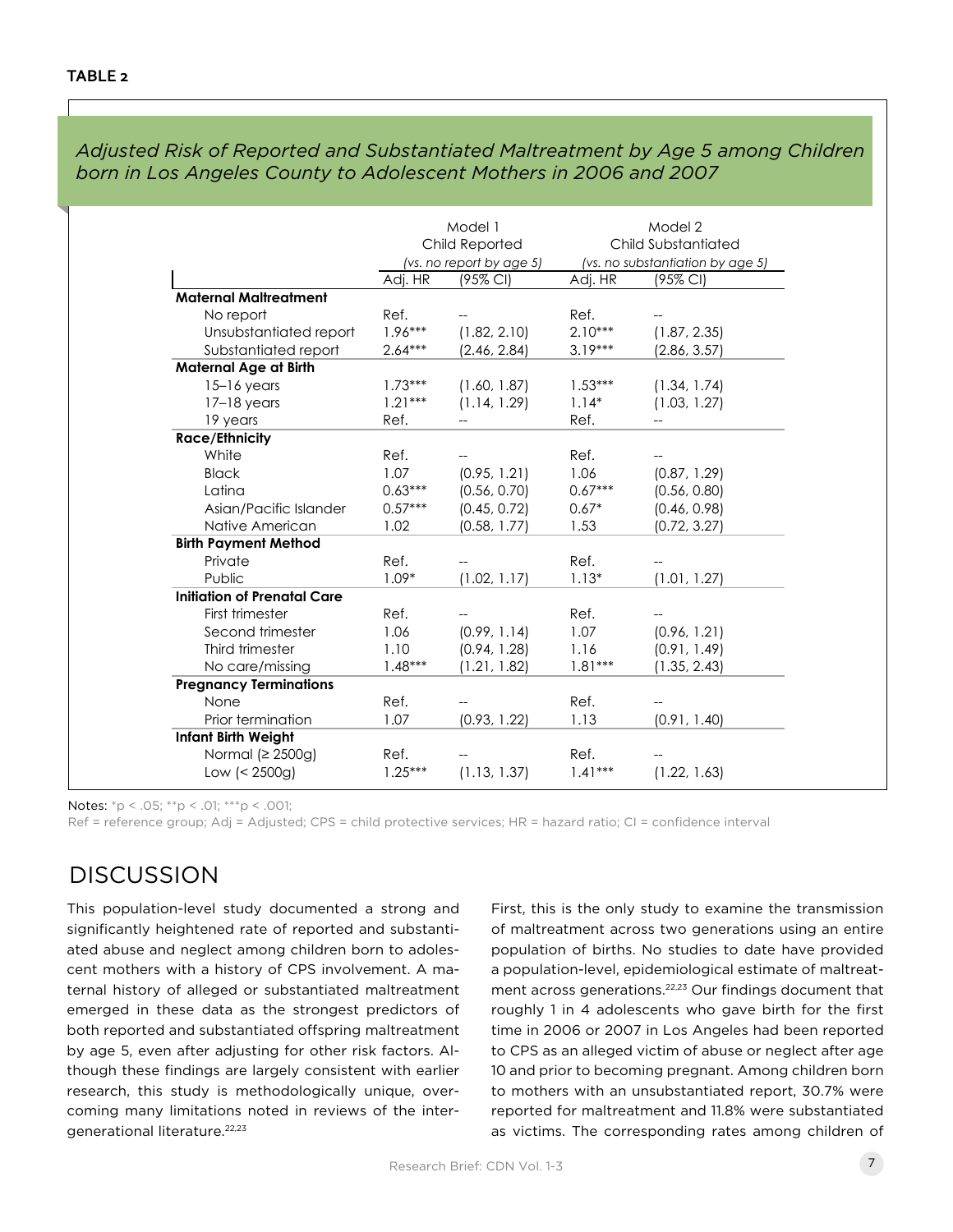**TABLE 2**

*Adjusted Risk of Reported and Substantiated Maltreatment by Age 5 among Children born in Los Angeles County to Adolescent Mothers in 2006 and 2007*

| | Model 1 Child Reported *(vs. no report by age 5)* | | Model 2 Child Substantiated *(vs. no substantiation by age 5)* | |
|---|---|---|---|---|
| | Adj. HR | (95% CI) | Adj. HR | (95% CI) |
| **Maternal Maltreatment** | | | | |
| No report | Ref. | -- | Ref. | -- |
| Unsubstantiated report | 1.96*** | (1.82, 2.10) | 2.10*** | (1.87, 2.35) |
| Substantiated report | 2.64*** | (2.46, 2.84) | 3.19*** | (2.86, 3.57) |
| **Maternal Age at Birth** | | | | |
| 15–16 years | 1.73*** | (1.60, 1.87) | 1.53*** | (1.34, 1.74) |
| 17–18 years | 1.21*** | (1.14, 1.29) | 1.14* | (1.03, 1.27) |
| 19 years | Ref. | -- | Ref. | -- |
| **Race/Ethnicity** | | | | |
| White | Ref. | -- | Ref. | -- |
| Black | 1.07 | (0.95, 1.21) | 1.06 | (0.87, 1.29) |
| Latina | 0.63*** | (0.56, 0.70) | 0.67*** | (0.56, 0.80) |
| Asian/Pacific Islander | 0.57*** | (0.45, 0.72) | 0.67* | (0.46, 0.98) |
| Native American | 1.02 | (0.58, 1.77) | 1.53 | (0.72, 3.27) |
| **Birth Payment Method** | | | | |
| Private | Ref. | -- | Ref. | -- |
| Public | 1.09* | (1.02, 1.17) | 1.13* | (1.01, 1.27) |
| **Initiation of Prenatal Care** | | | | |
| First trimester | Ref. | -- | Ref. | -- |
| Second trimester | 1.06 | (0.99, 1.14) | 1.07 | (0.96, 1.21) |
| Third trimester | 1.10 | (0.94, 1.28) | 1.16 | (0.91, 1.49) |
| No care/missing | 1.48*** | (1.21, 1.82) | 1.81*** | (1.35, 2.43) |
| **Pregnancy Terminations** | | | | |
| None | Ref. | -- | Ref. | -- |
| Prior termination | 1.07 | (0.93, 1.22) | 1.13 | (0.91, 1.40) |
| **Infant Birth Weight** | | | | |
| Normal (≥ 2500g) | Ref. | -- | Ref. | -- |
| Low (< 2500g) | 1.25*** | (1.13, 1.37) | 1.41*** | (1.22, 1.63) |

Notes: *p < .05; **p < .01; ***p < .001;
Ref = reference group; Adj = Adjusted; CPS = child protective services; HR = hazard ratio; CI = confidence interval

## DISCUSSION

This population-level study documented a strong and significantly heightened rate of reported and substantiated abuse and neglect among children born to adolescent mothers with a history of CPS involvement. A maternal history of alleged or substantiated maltreatment emerged in these data as the strongest predictors of both reported and substantiated offspring maltreatment by age 5, even after adjusting for other risk factors. Although these findings are largely consistent with earlier research, this study is methodologically unique, overcoming many limitations noted in reviews of the intergenerational literature.[22,23]

First, this is the only study to examine the transmission of maltreatment across two generations using an entire population of births. No studies to date have provided a population-level, epidemiological estimate of maltreatment across generations.[22,23] Our findings document that roughly 1 in 4 adolescents who gave birth for the first time in 2006 or 2007 in Los Angeles had been reported to CPS as an alleged victim of abuse or neglect after age 10 and prior to becoming pregnant. Among children born to mothers with an unsubstantiated report, 30.7% were reported for maltreatment and 11.8% were substantiated as victims. The corresponding rates among children of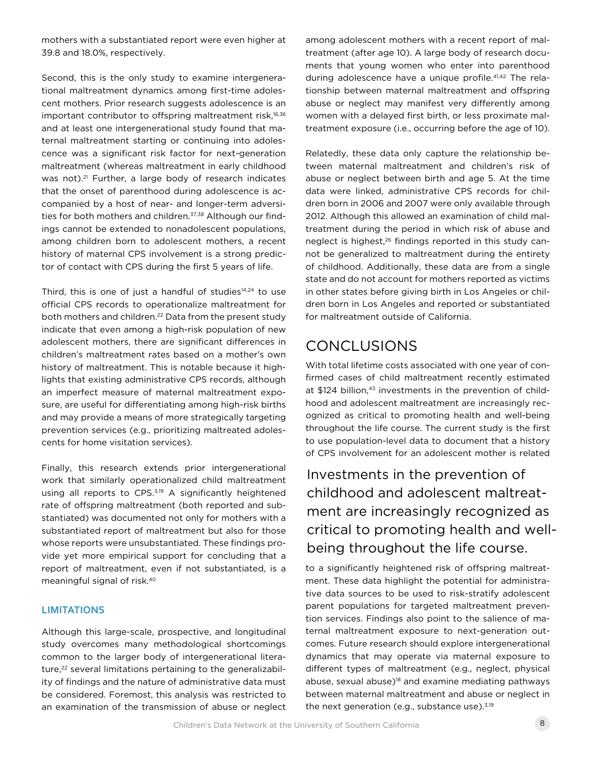mothers with a substantiated report were even higher at 39.8 and 18.0%, respectively.

Second, this is the only study to examine intergenerational maltreatment dynamics among first-time adolescent mothers. Prior research suggests adolescence is an important contributor to offspring maltreatment risk,[16,36] and at least one intergenerational study found that maternal maltreatment starting or continuing into adolescence was a significant risk factor for next-generation maltreatment (whereas maltreatment in early childhood was not).[21] Further, a large body of research indicates that the onset of parenthood during adolescence is accompanied by a host of near- and longer-term adversities for both mothers and children.[37,38] Although our findings cannot be extended to nonadolescent populations, among children born to adolescent mothers, a recent history of maternal CPS involvement is a strong predictor of contact with CPS during the first 5 years of life.

Third, this is one of just a handful of studies[14,24] to use official CPS records to operationalize maltreatment for both mothers and children.[22] Data from the present study indicate that even among a high-risk population of new adolescent mothers, there are significant differences in children's maltreatment rates based on a mother's own history of maltreatment. This is notable because it highlights that existing administrative CPS records, although an imperfect measure of maternal maltreatment exposure, are useful for differentiating among high-risk births and may provide a means of more strategically targeting prevention services (e.g., prioritizing maltreated adolescents for home visitation services).

Finally, this research extends prior intergenerational work that similarly operationalized child maltreatment using all reports to CPS.[3,19] A significantly heightened rate of offspring maltreatment (both reported and substantiated) was documented not only for mothers with a substantiated report of maltreatment but also for those whose reports were unsubstantiated. These findings provide yet more empirical support for concluding that a report of maltreatment, even if not substantiated, is a meaningful signal of risk.[40]

### LIMITATIONS

Although this large-scale, prospective, and longitudinal study overcomes many methodological shortcomings common to the larger body of intergenerational literature,[22] several limitations pertaining to the generalizability of findings and the nature of administrative data must be considered. Foremost, this analysis was restricted to an examination of the transmission of abuse or neglect among adolescent mothers with a recent report of maltreatment (after age 10). A large body of research documents that young women who enter into parenthood during adolescence have a unique profile.[41,42] The relationship between maternal maltreatment and offspring abuse or neglect may manifest very differently among women with a delayed first birth, or less proximate maltreatment exposure (i.e., occurring before the age of 10).

Relatedly, these data only capture the relationship between maternal maltreatment and children's risk of abuse or neglect between birth and age 5. At the time data were linked, administrative CPS records for children born in 2006 and 2007 were only available through 2012. Although this allowed an examination of child maltreatment during the period in which risk of abuse and neglect is highest,[26] findings reported in this study cannot be generalized to maltreatment during the entirety of childhood. Additionally, these data are from a single state and do not account for mothers reported as victims in other states before giving birth in Los Angeles or children born in Los Angeles and reported or substantiated for maltreatment outside of California.

## CONCLUSIONS

With total lifetime costs associated with one year of confirmed cases of child maltreatment recently estimated at $124 billion,[43] investments in the prevention of childhood and adolescent maltreatment are increasingly recognized as critical to promoting health and well-being throughout the life course. The current study is the first to use population-level data to document that a history of CPS involvement for an adolescent mother is related to a significantly heightened risk of offspring maltreatment. These data highlight the potential for administrative data sources to be used to risk-stratify adolescent parent populations for targeted maltreatment prevention services. Findings also point to the salience of maternal maltreatment exposure to next-generation outcomes. Future research should explore intergenerational dynamics that may operate via maternal exposure to different types of maltreatment (e.g., neglect, physical abuse, sexual abuse)[18] and examine mediating pathways between maternal maltreatment and abuse or neglect in the next generation (e.g., substance use).[3,19]

> Investments in the prevention of childhood and adolescent maltreatment are increasingly recognized as critical to promoting health and well-being throughout the life course.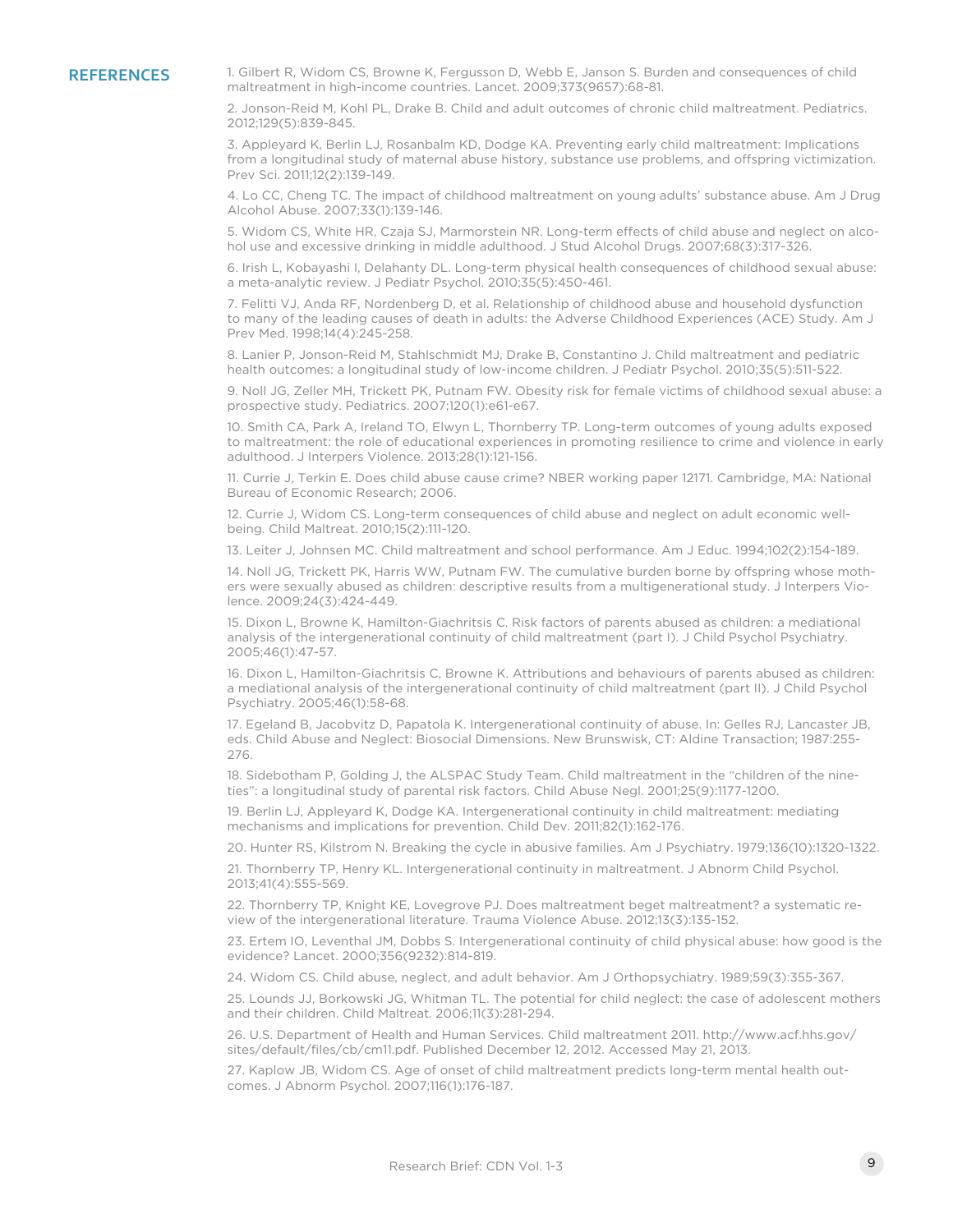## REFERENCES

1. Gilbert R, Widom CS, Browne K, Fergusson D, Webb E, Janson S. Burden and consequences of child maltreatment in high-income countries. Lancet. 2009;373(9657):68-81.

2. Jonson-Reid M, Kohl PL, Drake B. Child and adult outcomes of chronic child maltreatment. Pediatrics. 2012;129(5):839-845.

3. Appleyard K, Berlin LJ, Rosanbalm KD, Dodge KA. Preventing early child maltreatment: Implications from a longitudinal study of maternal abuse history, substance use problems, and offspring victimization. Prev Sci. 2011;12(2):139-149.

4. Lo CC, Cheng TC. The impact of childhood maltreatment on young adults' substance abuse. Am J Drug Alcohol Abuse. 2007;33(1):139-146.

5. Widom CS, White HR, Czaja SJ, Marmorstein NR. Long-term effects of child abuse and neglect on alcohol use and excessive drinking in middle adulthood. J Stud Alcohol Drugs. 2007;68(3):317-326.

6. Irish L, Kobayashi I, Delahanty DL. Long-term physical health consequences of childhood sexual abuse: a meta-analytic review. J Pediatr Psychol. 2010;35(5):450-461.

7. Felitti VJ, Anda RF, Nordenberg D, et al. Relationship of childhood abuse and household dysfunction to many of the leading causes of death in adults: the Adverse Childhood Experiences (ACE) Study. Am J Prev Med. 1998;14(4):245-258.

8. Lanier P, Jonson-Reid M, Stahlschmidt MJ, Drake B, Constantino J. Child maltreatment and pediatric health outcomes: a longitudinal study of low-income children. J Pediatr Psychol. 2010;35(5):511-522.

9. Noll JG, Zeller MH, Trickett PK, Putnam FW. Obesity risk for female victims of childhood sexual abuse: a prospective study. Pediatrics. 2007;120(1):e61-e67.

10. Smith CA, Park A, Ireland TO, Elwyn L, Thornberry TP. Long-term outcomes of young adults exposed to maltreatment: the role of educational experiences in promoting resilience to crime and violence in early adulthood. J Interpers Violence. 2013;28(1):121-156.

11. Currie J, Terkin E. Does child abuse cause crime? NBER working paper 12171. Cambridge, MA: National Bureau of Economic Research; 2006.

12. Currie J, Widom CS. Long-term consequences of child abuse and neglect on adult economic well-being. Child Maltreat. 2010;15(2):111-120.

13. Leiter J, Johnsen MC. Child maltreatment and school performance. Am J Educ. 1994;102(2):154-189.

14. Noll JG, Trickett PK, Harris WW, Putnam FW. The cumulative burden borne by offspring whose mothers were sexually abused as children: descriptive results from a multigenerational study. J Interpers Violence. 2009;24(3):424-449.

15. Dixon L, Browne K, Hamilton-Giachritsis C. Risk factors of parents abused as children: a mediational analysis of the intergenerational continuity of child maltreatment (part I). J Child Psychol Psychiatry. 2005;46(1):47-57.

16. Dixon L, Hamilton-Giachritsis C, Browne K. Attributions and behaviours of parents abused as children: a mediational analysis of the intergenerational continuity of child maltreatment (part II). J Child Psychol Psychiatry. 2005;46(1):58-68.

17. Egeland B, Jacobvitz D, Papatola K. Intergenerational continuity of abuse. In: Gelles RJ, Lancaster JB, eds. Child Abuse and Neglect: Biosocial Dimensions. New Brunswisk, CT: Aldine Transaction; 1987:255-276.

18. Sidebotham P, Golding J, the ALSPAC Study Team. Child maltreatment in the "children of the nineties": a longitudinal study of parental risk factors. Child Abuse Negl. 2001;25(9):1177-1200.

19. Berlin LJ, Appleyard K, Dodge KA. Intergenerational continuity in child maltreatment: mediating mechanisms and implications for prevention. Child Dev. 2011;82(1):162-176.

20. Hunter RS, Kilstrom N. Breaking the cycle in abusive families. Am J Psychiatry. 1979;136(10):1320-1322.

21. Thornberry TP, Henry KL. Intergenerational continuity in maltreatment. J Abnorm Child Psychol. 2013;41(4):555-569.

22. Thornberry TP, Knight KE, Lovegrove PJ. Does maltreatment beget maltreatment? a systematic review of the intergenerational literature. Trauma Violence Abuse. 2012;13(3):135-152.

23. Ertem IO, Leventhal JM, Dobbs S. Intergenerational continuity of child physical abuse: how good is the evidence? Lancet. 2000;356(9232):814-819.

24. Widom CS. Child abuse, neglect, and adult behavior. Am J Orthopsychiatry. 1989;59(3):355-367.

25. Lounds JJ, Borkowski JG, Whitman TL. The potential for child neglect: the case of adolescent mothers and their children. Child Maltreat. 2006;11(3):281-294.

26. U.S. Department of Health and Human Services. Child maltreatment 2011. http://www.acf.hhs.gov/sites/default/files/cb/cm11.pdf. Published December 12, 2012. Accessed May 21, 2013.

27. Kaplow JB, Widom CS. Age of onset of child maltreatment predicts long-term mental health outcomes. J Abnorm Psychol. 2007;116(1):176-187.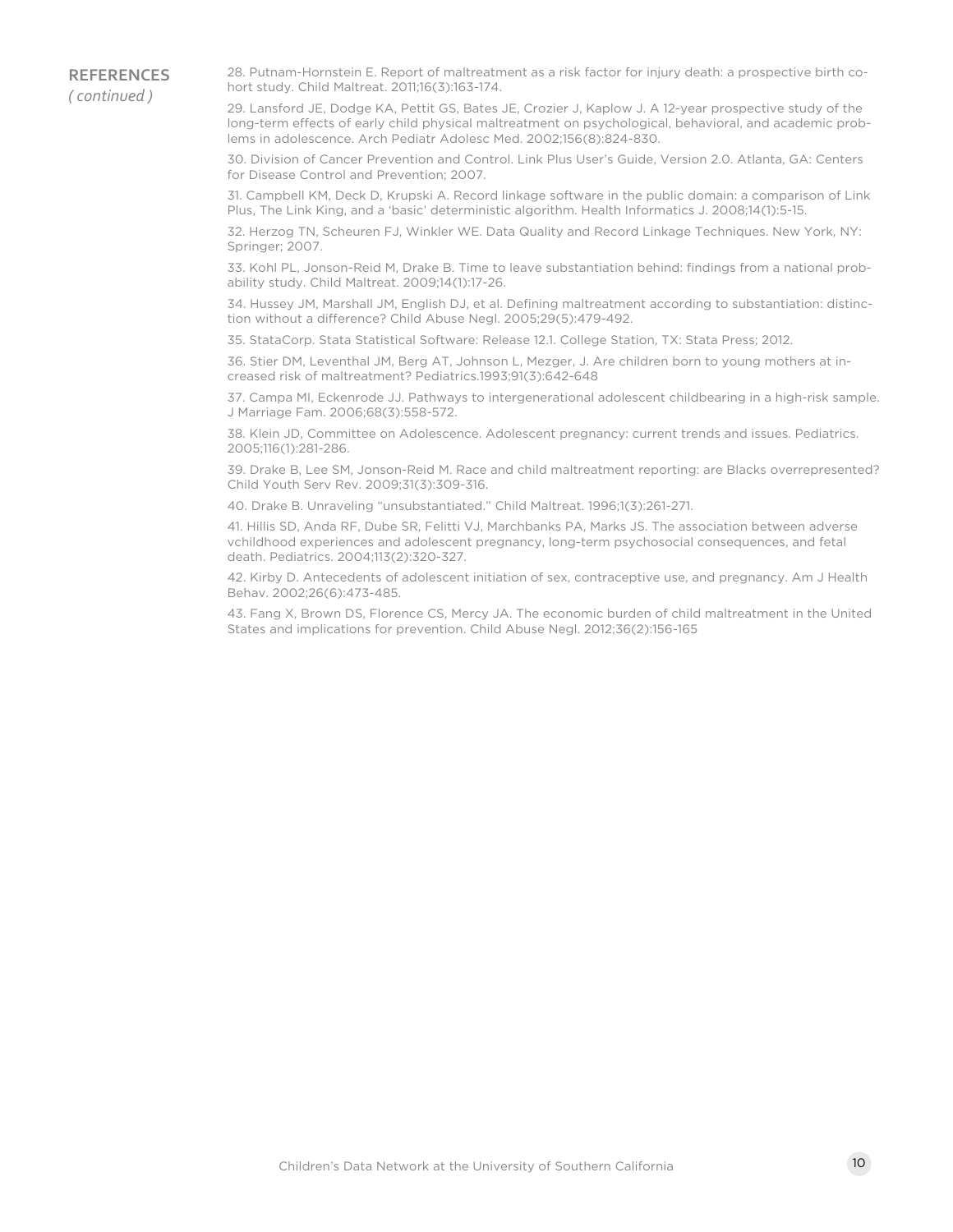## REFERENCES *( continued )*

28. Putnam-Hornstein E. Report of maltreatment as a risk factor for injury death: a prospective birth cohort study. Child Maltreat. 2011;16(3):163-174.

29. Lansford JE, Dodge KA, Pettit GS, Bates JE, Crozier J, Kaplow J. A 12-year prospective study of the long-term effects of early child physical maltreatment on psychological, behavioral, and academic problems in adolescence. Arch Pediatr Adolesc Med. 2002;156(8):824-830.

30. Division of Cancer Prevention and Control. Link Plus User's Guide, Version 2.0. Atlanta, GA: Centers for Disease Control and Prevention; 2007.

31. Campbell KM, Deck D, Krupski A. Record linkage software in the public domain: a comparison of Link Plus, The Link King, and a 'basic' deterministic algorithm. Health Informatics J. 2008;14(1):5-15.

32. Herzog TN, Scheuren FJ, Winkler WE. Data Quality and Record Linkage Techniques. New York, NY: Springer; 2007.

33. Kohl PL, Jonson-Reid M, Drake B. Time to leave substantiation behind: findings from a national probability study. Child Maltreat. 2009;14(1):17-26.

34. Hussey JM, Marshall JM, English DJ, et al. Defining maltreatment according to substantiation: distinction without a difference? Child Abuse Negl. 2005;29(5):479-492.

35. StataCorp. Stata Statistical Software: Release 12.1. College Station, TX: Stata Press; 2012.

36. Stier DM, Leventhal JM, Berg AT, Johnson L, Mezger, J. Are children born to young mothers at increased risk of maltreatment? Pediatrics.1993;91(3):642-648

37. Campa MI, Eckenrode JJ. Pathways to intergenerational adolescent childbearing in a high-risk sample. J Marriage Fam. 2006;68(3):558-572.

38. Klein JD, Committee on Adolescence. Adolescent pregnancy: current trends and issues. Pediatrics. 2005;116(1):281-286.

39. Drake B, Lee SM, Jonson-Reid M. Race and child maltreatment reporting: are Blacks overrepresented? Child Youth Serv Rev. 2009;31(3):309-316.

40. Drake B. Unraveling "unsubstantiated." Child Maltreat. 1996;1(3):261-271.

41. Hillis SD, Anda RF, Dube SR, Felitti VJ, Marchbanks PA, Marks JS. The association between adverse vchildhood experiences and adolescent pregnancy, long-term psychosocial consequences, and fetal death. Pediatrics. 2004;113(2):320-327.

42. Kirby D. Antecedents of adolescent initiation of sex, contraceptive use, and pregnancy. Am J Health Behav. 2002;26(6):473-485.

43. Fang X, Brown DS, Florence CS, Mercy JA. The economic burden of child maltreatment in the United States and implications for prevention. Child Abuse Negl. 2012;36(2):156-165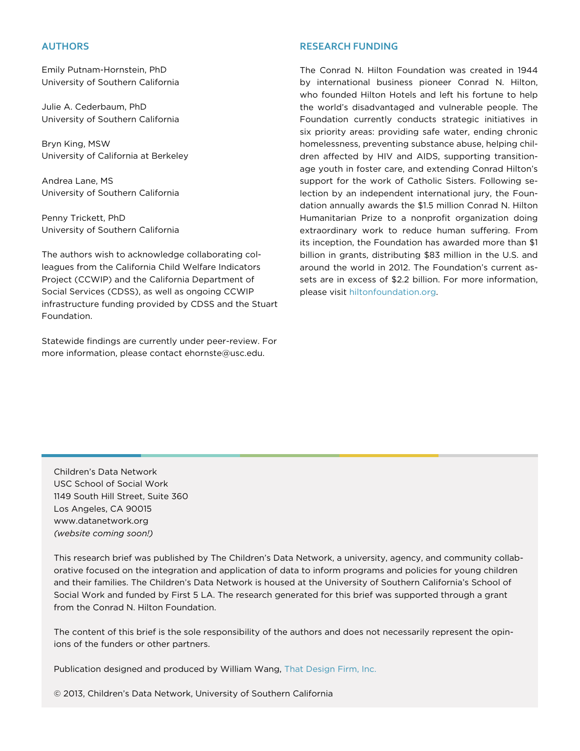## AUTHORS

Emily Putnam-Hornstein, PhD
University of Southern California

Julie A. Cederbaum, PhD
University of Southern California

Bryn King, MSW
University of California at Berkeley

Andrea Lane, MS
University of Southern California

Penny Trickett, PhD
University of Southern California

The authors wish to acknowledge collaborating colleagues from the California Child Welfare Indicators Project (CCWIP) and the California Department of Social Services (CDSS), as well as ongoing CCWIP infrastructure funding provided by CDSS and the Stuart Foundation.

Statewide findings are currently under peer-review. For more information, please contact ehornste@usc.edu.

## RESEARCH FUNDING

The Conrad N. Hilton Foundation was created in 1944 by international business pioneer Conrad N. Hilton, who founded Hilton Hotels and left his fortune to help the world's disadvantaged and vulnerable people. The Foundation currently conducts strategic initiatives in six priority areas: providing safe water, ending chronic homelessness, preventing substance abuse, helping children affected by HIV and AIDS, supporting transition-age youth in foster care, and extending Conrad Hilton's support for the work of Catholic Sisters. Following selection by an independent international jury, the Foundation annually awards the $1.5 million Conrad N. Hilton Humanitarian Prize to a nonprofit organization doing extraordinary work to reduce human suffering. From its inception, the Foundation has awarded more than $1 billion in grants, distributing $83 million in the U.S. and around the world in 2012. The Foundation's current assets are in excess of $2.2 billion. For more information, please visit hiltonfoundation.org.

Children's Data Network
USC School of Social Work
1149 South Hill Street, Suite 360
Los Angeles, CA 90015
www.datanetwork.org
*(website coming soon!)*

This research brief was published by The Children's Data Network, a university, agency, and community collaborative focused on the integration and application of data to inform programs and policies for young children and their families. The Children's Data Network is housed at the University of Southern California's School of Social Work and funded by First 5 LA. The research generated for this brief was supported through a grant from the Conrad N. Hilton Foundation.

The content of this brief is the sole responsibility of the authors and does not necessarily represent the opinions of the funders or other partners.

Publication designed and produced by William Wang, That Design Firm, Inc.

© 2013, Children's Data Network, University of Southern California